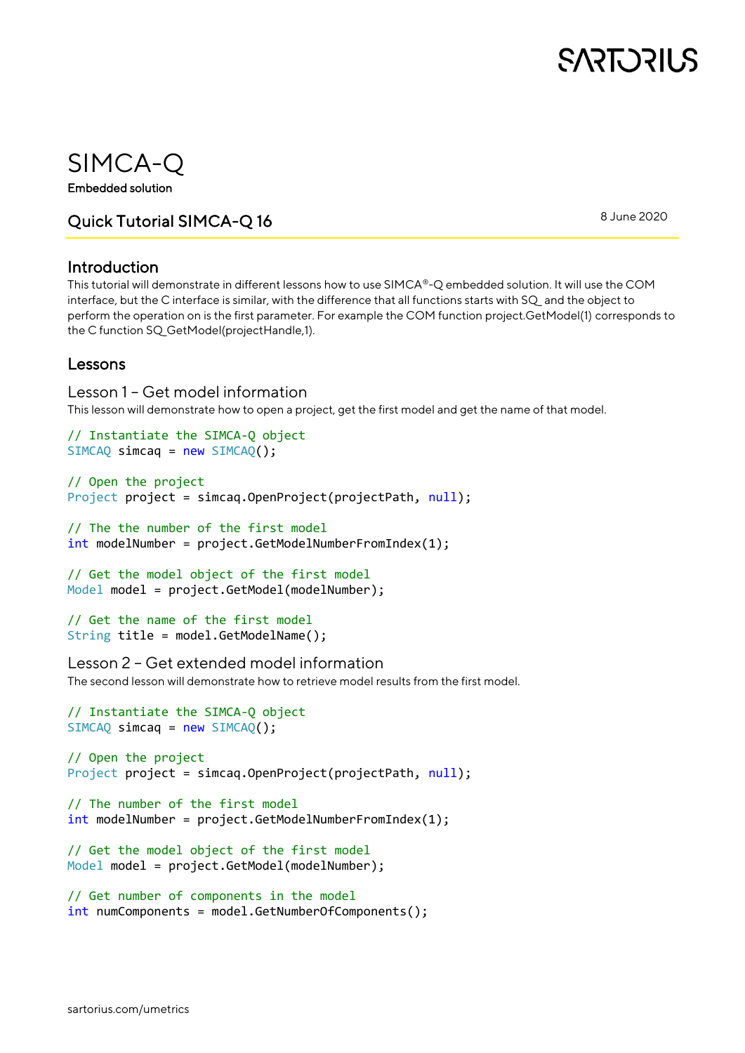# SIMCA-Q

**Embedded solution**

## Quick Tutorial SIMCA-Q 16

8 June 2020

## Introduction

This tutorial will demonstrate in different lessons how to use SIMCA®-Q embedded solution. It will use the COM interface, but the C interface is similar, with the difference that all functions starts with SQ_ and the object to perform the operation on is the first parameter. For example the COM function project.GetModel(1) corresponds to the C function SQ_GetModel(projectHandle,1).

## Lessons

### Lesson 1 – Get model information

This lesson will demonstrate how to open a project, get the first model and get the name of that model.

```
// Instantiate the SIMCA-Q object
SIMCAQ simcaq = new SIMCAQ();

// Open the project
Project project = simcaq.OpenProject(projectPath, null);

// The the number of the first model
int modelNumber = project.GetModelNumberFromIndex(1);

// Get the model object of the first model
Model model = project.GetModel(modelNumber);

// Get the name of the first model
String title = model.GetModelName();
```

### Lesson 2 – Get extended model information

The second lesson will demonstrate how to retrieve model results from the first model.

```
// Instantiate the SIMCA-Q object
SIMCAQ simcaq = new SIMCAQ();

// Open the project
Project project = simcaq.OpenProject(projectPath, null);

// The number of the first model
int modelNumber = project.GetModelNumberFromIndex(1);

// Get the model object of the first model
Model model = project.GetModel(modelNumber);

// Get number of components in the model
int numComponents = model.GetNumberOfComponents();
```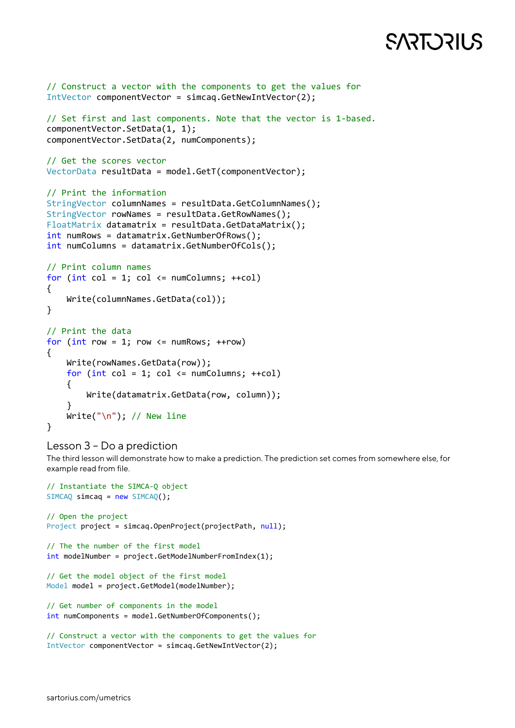```
// Construct a vector with the components to get the values for
IntVector componentVector = simcaq.GetNewIntVector(2);

// Set first and last components. Note that the vector is 1-based.
componentVector.SetData(1, 1);
componentVector.SetData(2, numComponents);

// Get the scores vector
VectorData resultData = model.GetT(componentVector);

// Print the information
StringVector columnNames = resultData.GetColumnNames();
StringVector rowNames = resultData.GetRowNames();
FloatMatrix datamatrix = resultData.GetDataMatrix();
int numRows = datamatrix.GetNumberOfRows();
int numColumns = datamatrix.GetNumberOfCols();

// Print column names
for (int col = 1; col <= numColumns; ++col)
{
    Write(columnNames.GetData(col));
}

// Print the data
for (int row = 1; row <= numRows; ++row)
{
    Write(rowNames.GetData(row));
    for (int col = 1; col <= numColumns; ++col)
    {
        Write(datamatrix.GetData(row, column));
    }
    Write("\n"); // New line
}
```

## Lesson 3 – Do a prediction

The third lesson will demonstrate how to make a prediction. The prediction set comes from somewhere else, for example read from file.

```
// Instantiate the SIMCA-Q object
SIMCAQ simcaq = new SIMCAQ();

// Open the project
Project project = simcaq.OpenProject(projectPath, null);

// The the number of the first model
int modelNumber = project.GetModelNumberFromIndex(1);

// Get the model object of the first model
Model model = project.GetModel(modelNumber);

// Get number of components in the model
int numComponents = model.GetNumberOfComponents();

// Construct a vector with the components to get the values for
IntVector componentVector = simcaq.GetNewIntVector(2);
```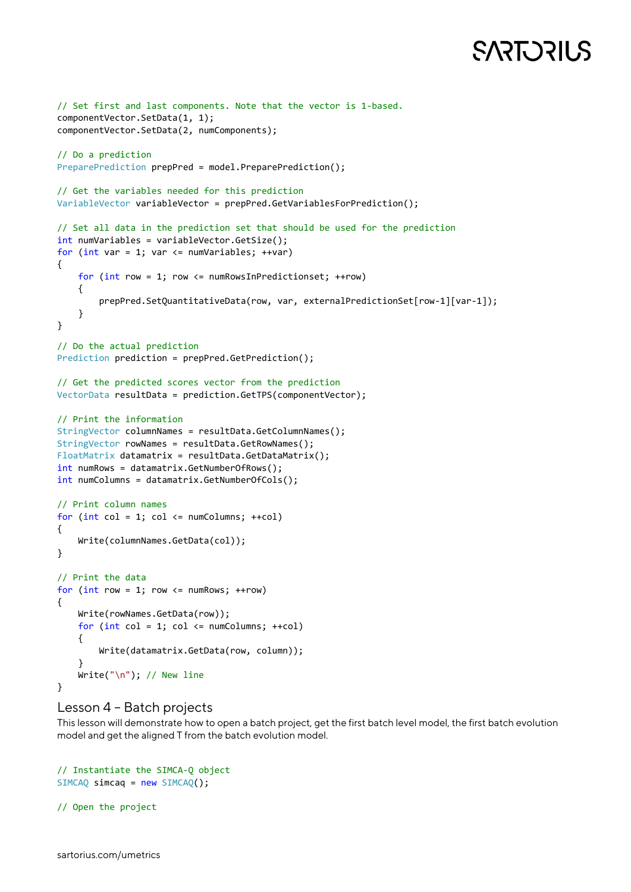```
// Set first and last components. Note that the vector is 1-based.
componentVector.SetData(1, 1);
componentVector.SetData(2, numComponents);

// Do a prediction
PreparePrediction prepPred = model.PreparePrediction();

// Get the variables needed for this prediction
VariableVector variableVector = prepPred.GetVariablesForPrediction();

// Set all data in the prediction set that should be used for the prediction
int numVariables = variableVector.GetSize();
for (int var = 1; var <= numVariables; ++var)
{
    for (int row = 1; row <= numRowsInPredictionset; ++row)
    {
        prepPred.SetQuantitativeData(row, var, externalPredictionSet[row-1][var-1]);
    }
}

// Do the actual prediction
Prediction prediction = prepPred.GetPrediction();

// Get the predicted scores vector from the prediction
VectorData resultData = prediction.GetTPS(componentVector);

// Print the information
StringVector columnNames = resultData.GetColumnNames();
StringVector rowNames = resultData.GetRowNames();
FloatMatrix datamatrix = resultData.GetDataMatrix();
int numRows = datamatrix.GetNumberOfRows();
int numColumns = datamatrix.GetNumberOfCols();

// Print column names
for (int col = 1; col <= numColumns; ++col)
{
    Write(columnNames.GetData(col));
}

// Print the data
for (int row = 1; row <= numRows; ++row)
{
    Write(rowNames.GetData(row));
    for (int col = 1; col <= numColumns; ++col)
    {
        Write(datamatrix.GetData(row, column));
    }
    Write("\n"); // New line
}
```

## Lesson 4 – Batch projects

This lesson will demonstrate how to open a batch project, get the first batch level model, the first batch evolution model and get the aligned T from the batch evolution model.

```
// Instantiate the SIMCA-Q object
SIMCAQ simcaq = new SIMCAQ();

// Open the project
```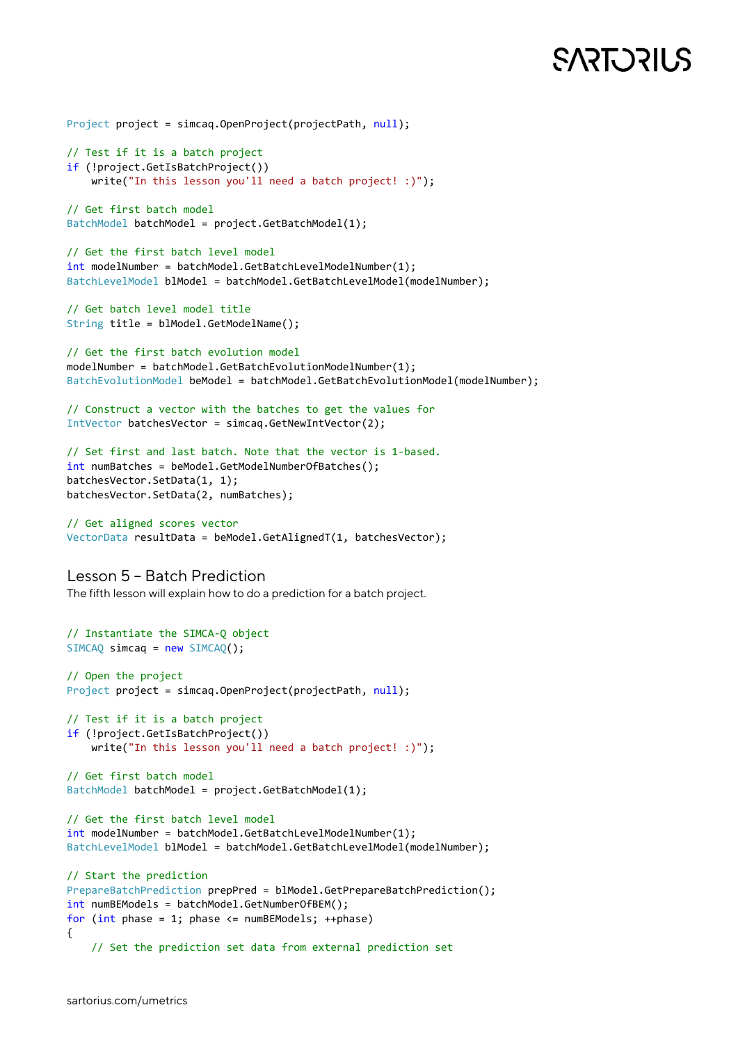```
Project project = simcaq.OpenProject(projectPath, null);

// Test if it is a batch project
if (!project.GetIsBatchProject())
    write("In this lesson you'll need a batch project! :)");

// Get first batch model
BatchModel batchModel = project.GetBatchModel(1);

// Get the first batch level model
int modelNumber = batchModel.GetBatchLevelModelNumber(1);
BatchLevelModel blModel = batchModel.GetBatchLevelModel(modelNumber);

// Get batch level model title
String title = blModel.GetModelName();

// Get the first batch evolution model
modelNumber = batchModel.GetBatchEvolutionModelNumber(1);
BatchEvolutionModel beModel = batchModel.GetBatchEvolutionModel(modelNumber);

// Construct a vector with the batches to get the values for
IntVector batchesVector = simcaq.GetNewIntVector(2);

// Set first and last batch. Note that the vector is 1-based.
int numBatches = beModel.GetModelNumberOfBatches();
batchesVector.SetData(1, 1);
batchesVector.SetData(2, numBatches);

// Get aligned scores vector
VectorData resultData = beModel.GetAlignedT(1, batchesVector);
```

## Lesson 5 – Batch Prediction

The fifth lesson will explain how to do a prediction for a batch project.

```
// Instantiate the SIMCA-Q object
SIMCAQ simcaq = new SIMCAQ();

// Open the project
Project project = simcaq.OpenProject(projectPath, null);

// Test if it is a batch project
if (!project.GetIsBatchProject())
    write("In this lesson you'll need a batch project! :)");

// Get first batch model
BatchModel batchModel = project.GetBatchModel(1);

// Get the first batch level model
int modelNumber = batchModel.GetBatchLevelModelNumber(1);
BatchLevelModel blModel = batchModel.GetBatchLevelModel(modelNumber);

// Start the prediction
PrepareBatchPrediction prepPred = blModel.GetPrepareBatchPrediction();
int numBEModels = batchModel.GetNumberOfBEM();
for (int phase = 1; phase <= numBEModels; ++phase)
{
    // Set the prediction set data from external prediction set
```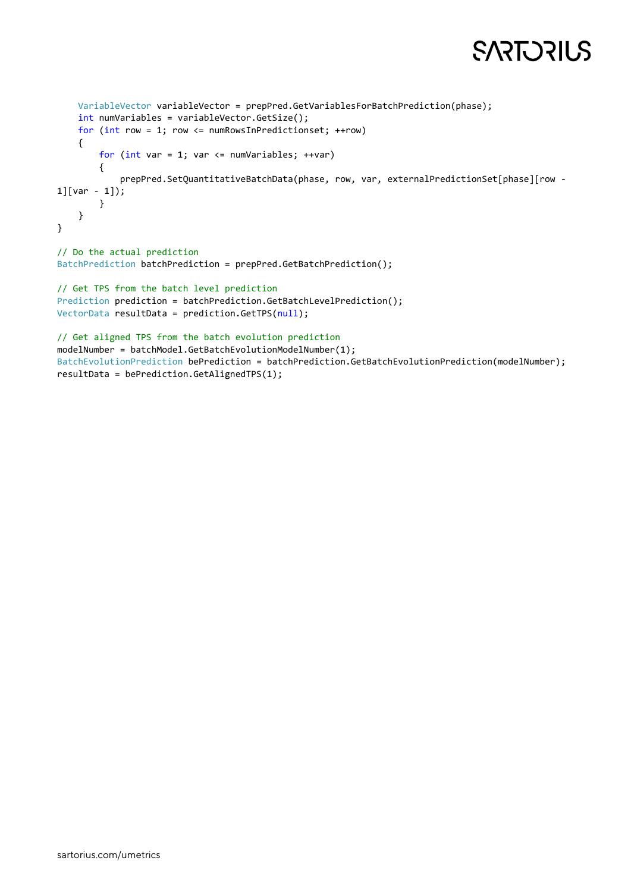```
    VariableVector variableVector = prepPred.GetVariablesForBatchPrediction(phase);
    int numVariables = variableVector.GetSize();
    for (int row = 1; row <= numRowsInPredictionset; ++row)
    {
        for (int var = 1; var <= numVariables; ++var)
        {
            prepPred.SetQuantitativeBatchData(phase, row, var, externalPredictionSet[phase][row -
1][var - 1]);
        }
    }
}

// Do the actual prediction
BatchPrediction batchPrediction = prepPred.GetBatchPrediction();

// Get TPS from the batch level prediction
Prediction prediction = batchPrediction.GetBatchLevelPrediction();
VectorData resultData = prediction.GetTPS(null);

// Get aligned TPS from the batch evolution prediction
modelNumber = batchModel.GetBatchEvolutionModelNumber(1);
BatchEvolutionPrediction bePrediction = batchPrediction.GetBatchEvolutionPrediction(modelNumber);
resultData = bePrediction.GetAlignedTPS(1);
```